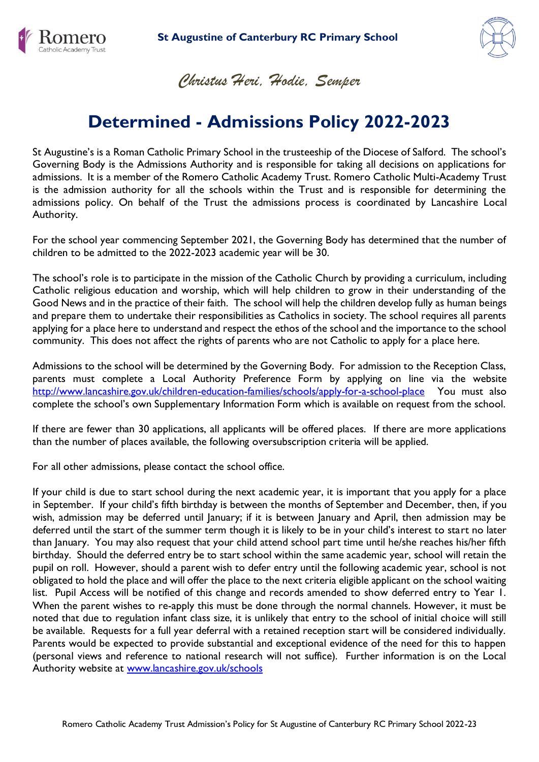St Augustine of Canterbury RC Primary School

*Christus Heri, Hodie, Semper*

# Determined - Admissions Policy 2022-2023

St Augustine's is a Roman Catholic Primary School in the trusteeship of the Diocese of Salford. The school's Governing Body is the Admissions Authority and is responsible for taking all decisions on applications for admissions. It is a member of the Romero Catholic Academy Trust. Romero Catholic Multi-Academy Trust is the admission authority for all the schools within the Trust and is responsible for determining the admissions policy. On behalf of the Trust the admissions process is coordinated by Lancashire Local Authority.

For the school year commencing September 2021, the Governing Body has determined that the number of children to be admitted to the 2022-2023 academic year will be 30.

The school's role is to participate in the mission of the Catholic Church by providing a curriculum, including Catholic religious education and worship, which will help children to grow in their understanding of the Good News and in the practice of their faith. The school will help the children develop fully as human beings and prepare them to undertake their responsibilities as Catholics in society. The school requires all parents applying for a place here to understand and respect the ethos of the school and the importance to the school community. This does not affect the rights of parents who are not Catholic to apply for a place here.

Admissions to the school will be determined by the Governing Body. For admission to the Reception Class, parents must complete a Local Authority Preference Form by applying on line via the website http://www.lancashire.gov.uk/children-education-families/schools/apply-for-a-school-place You must also complete the school's own Supplementary Information Form which is available on request from the school.

If there are fewer than 30 applications, all applicants will be offered places. If there are more applications than the number of places available, the following oversubscription criteria will be applied.

For all other admissions, please contact the school office.

If your child is due to start school during the next academic year, it is important that you apply for a place in September. If your child's fifth birthday is between the months of September and December, then, if you wish, admission may be deferred until January; if it is between January and April, then admission may be deferred until the start of the summer term though it is likely to be in your child's interest to start no later than January. You may also request that your child attend school part time until he/she reaches his/her fifth birthday. Should the deferred entry be to start school within the same academic year, school will retain the pupil on roll. However, should a parent wish to defer entry until the following academic year, school is not obligated to hold the place and will offer the place to the next criteria eligible applicant on the school waiting list. Pupil Access will be notified of this change and records amended to show deferred entry to Year 1. When the parent wishes to re-apply this must be done through the normal channels. However, it must be noted that due to regulation infant class size, it is unlikely that entry to the school of initial choice will still be available. Requests for a full year deferral with a retained reception start will be considered individually. Parents would be expected to provide substantial and exceptional evidence of the need for this to happen (personal views and reference to national research will not suffice). Further information is on the Local Authority website at www.lancashire.gov.uk/schools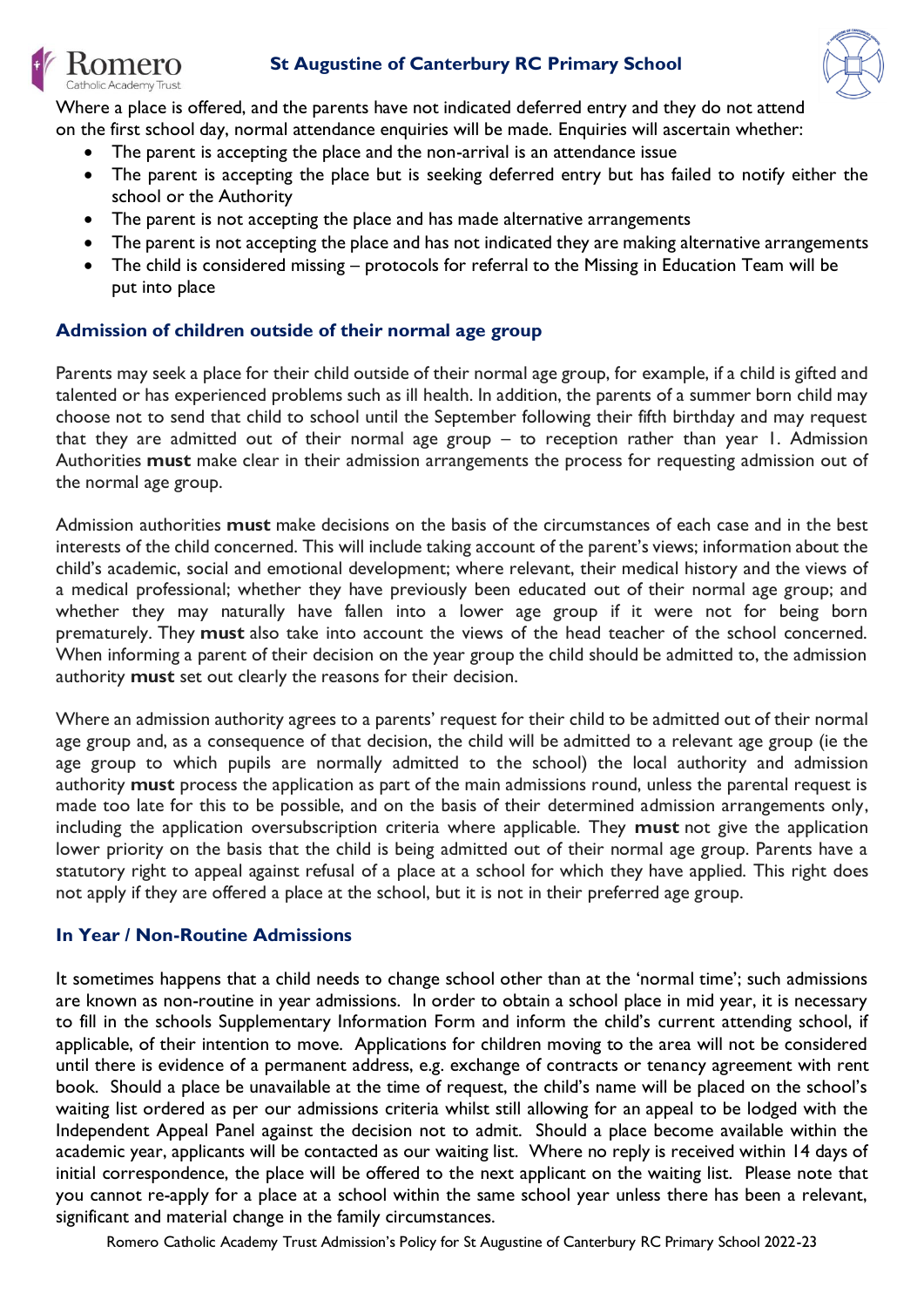Where a place is offered, and the parents have not indicated deferred entry and they do not attend on the first school day, normal attendance enquiries will be made. Enquiries will ascertain whether:

- The parent is accepting the place and the non-arrival is an attendance issue
- The parent is accepting the place but is seeking deferred entry but has failed to notify either the school or the Authority
- The parent is not accepting the place and has made alternative arrangements
- The parent is not accepting the place and has not indicated they are making alternative arrangements
- The child is considered missing – protocols for referral to the Missing in Education Team will be put into place

## Admission of children outside of their normal age group

Parents may seek a place for their child outside of their normal age group, for example, if a child is gifted and talented or has experienced problems such as ill health. In addition, the parents of a summer born child may choose not to send that child to school until the September following their fifth birthday and may request that they are admitted out of their normal age group – to reception rather than year 1. Admission Authorities **must** make clear in their admission arrangements the process for requesting admission out of the normal age group.

Admission authorities **must** make decisions on the basis of the circumstances of each case and in the best interests of the child concerned. This will include taking account of the parent's views; information about the child's academic, social and emotional development; where relevant, their medical history and the views of a medical professional; whether they have previously been educated out of their normal age group; and whether they may naturally have fallen into a lower age group if it were not for being born prematurely. They **must** also take into account the views of the head teacher of the school concerned. When informing a parent of their decision on the year group the child should be admitted to, the admission authority **must** set out clearly the reasons for their decision.

Where an admission authority agrees to a parents' request for their child to be admitted out of their normal age group and, as a consequence of that decision, the child will be admitted to a relevant age group (ie the age group to which pupils are normally admitted to the school) the local authority and admission authority **must** process the application as part of the main admissions round, unless the parental request is made too late for this to be possible, and on the basis of their determined admission arrangements only, including the application oversubscription criteria where applicable. They **must** not give the application lower priority on the basis that the child is being admitted out of their normal age group. Parents have a statutory right to appeal against refusal of a place at a school for which they have applied. This right does not apply if they are offered a place at the school, but it is not in their preferred age group.

## In Year / Non-Routine Admissions

It sometimes happens that a child needs to change school other than at the 'normal time'; such admissions are known as non-routine in year admissions. In order to obtain a school place in mid year, it is necessary to fill in the schools Supplementary Information Form and inform the child's current attending school, if applicable, of their intention to move. Applications for children moving to the area will not be considered until there is evidence of a permanent address, e.g. exchange of contracts or tenancy agreement with rent book. Should a place be unavailable at the time of request, the child's name will be placed on the school's waiting list ordered as per our admissions criteria whilst still allowing for an appeal to be lodged with the Independent Appeal Panel against the decision not to admit. Should a place become available within the academic year, applicants will be contacted as our waiting list. Where no reply is received within 14 days of initial correspondence, the place will be offered to the next applicant on the waiting list. Please note that you cannot re-apply for a place at a school within the same school year unless there has been a relevant, significant and material change in the family circumstances.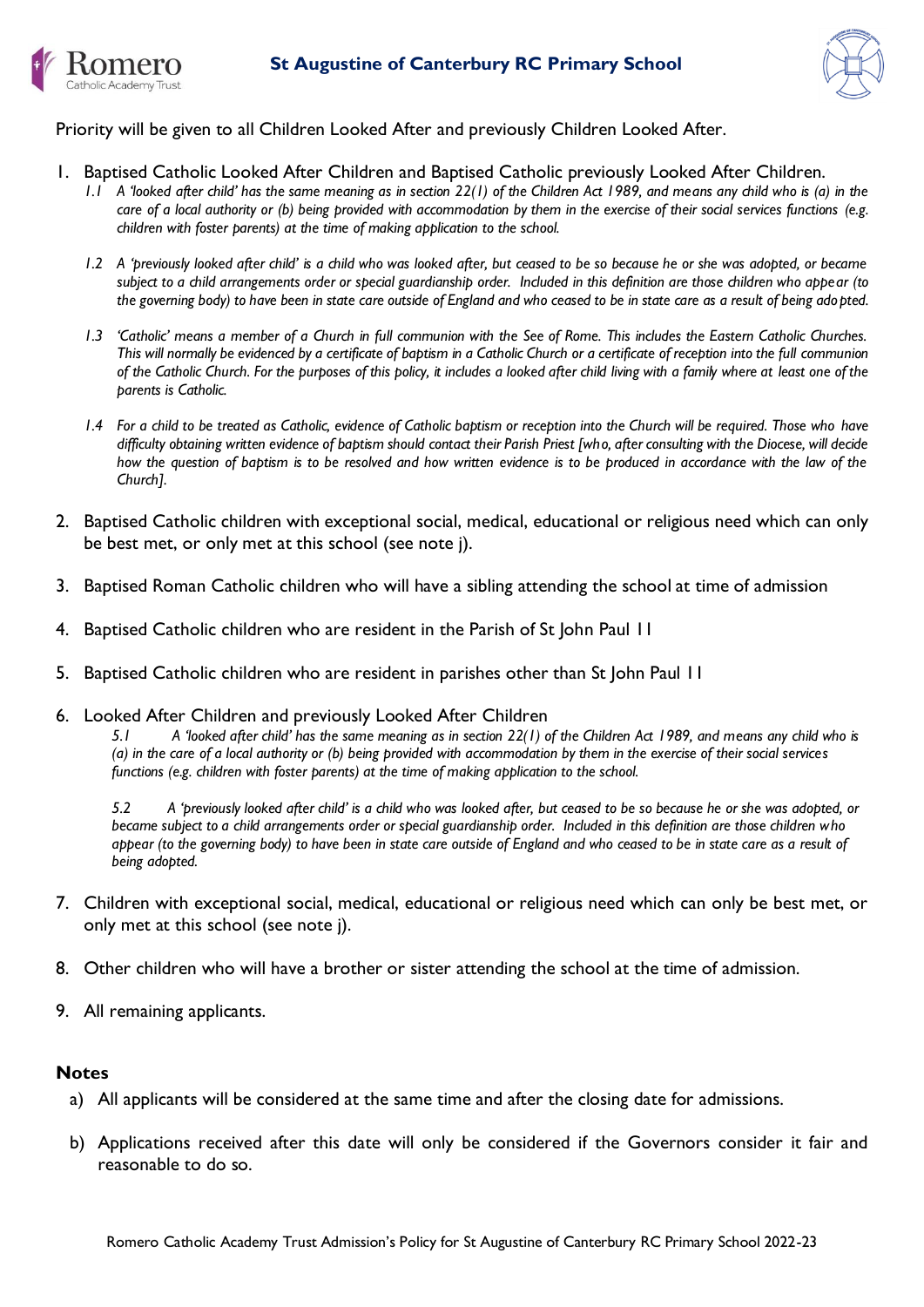Priority will be given to all Children Looked After and previously Children Looked After.

1. Baptised Catholic Looked After Children and Baptised Catholic previously Looked After Children.
   *1.1 A 'looked after child' has the same meaning as in section 22(1) of the Children Act 1989, and means any child who is (a) in the care of a local authority or (b) being provided with accommodation by them in the exercise of their social services functions (e.g. children with foster parents) at the time of making application to the school.*

   *1.2 A 'previously looked after child' is a child who was looked after, but ceased to be so because he or she was adopted, or became subject to a child arrangements order or special guardianship order. Included in this definition are those children who appear (to the governing body) to have been in state care outside of England and who ceased to be in state care as a result of being adopted.*

   *1.3 'Catholic' means a member of a Church in full communion with the See of Rome. This includes the Eastern Catholic Churches. This will normally be evidenced by a certificate of baptism in a Catholic Church or a certificate of reception into the full communion of the Catholic Church. For the purposes of this policy, it includes a looked after child living with a family where at least one of the parents is Catholic.*

   *1.4 For a child to be treated as Catholic, evidence of Catholic baptism or reception into the Church will be required. Those who have difficulty obtaining written evidence of baptism should contact their Parish Priest [who, after consulting with the Diocese, will decide how the question of baptism is to be resolved and how written evidence is to be produced in accordance with the law of the Church].*

2. Baptised Catholic children with exceptional social, medical, educational or religious need which can only be best met, or only met at this school (see note j).

3. Baptised Roman Catholic children who will have a sibling attending the school at time of admission

4. Baptised Catholic children who are resident in the Parish of St John Paul 11

5. Baptised Catholic children who are resident in parishes other than St John Paul 11

6. Looked After Children and previously Looked After Children
   *5.1 A 'looked after child' has the same meaning as in section 22(1) of the Children Act 1989, and means any child who is (a) in the care of a local authority or (b) being provided with accommodation by them in the exercise of their social services functions (e.g. children with foster parents) at the time of making application to the school.*

   *5.2 A 'previously looked after child' is a child who was looked after, but ceased to be so because he or she was adopted, or became subject to a child arrangements order or special guardianship order. Included in this definition are those children who appear (to the governing body) to have been in state care outside of England and who ceased to be in state care as a result of being adopted.*

7. Children with exceptional social, medical, educational or religious need which can only be best met, or only met at this school (see note j).

8. Other children who will have a brother or sister attending the school at the time of admission.

9. All remaining applicants.

### Notes

a) All applicants will be considered at the same time and after the closing date for admissions.

b) Applications received after this date will only be considered if the Governors consider it fair and reasonable to do so.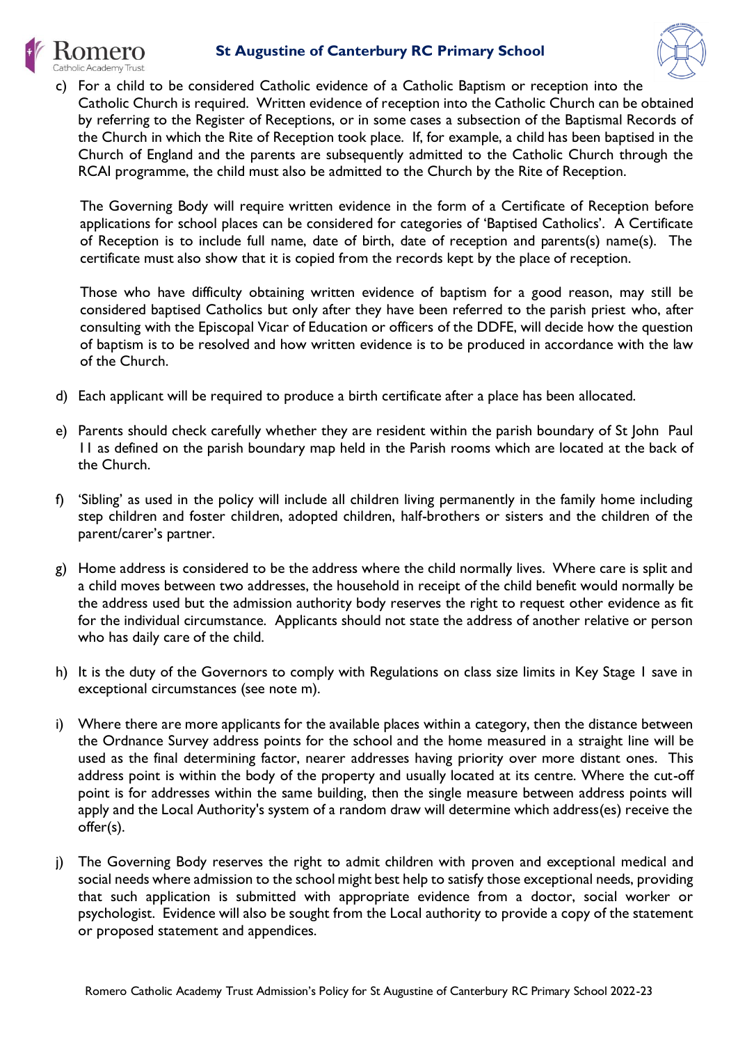c) For a child to be considered Catholic evidence of a Catholic Baptism or reception into the Catholic Church is required. Written evidence of reception into the Catholic Church can be obtained by referring to the Register of Receptions, or in some cases a subsection of the Baptismal Records of the Church in which the Rite of Reception took place. If, for example, a child has been baptised in the Church of England and the parents are subsequently admitted to the Catholic Church through the RCAI programme, the child must also be admitted to the Church by the Rite of Reception.

   The Governing Body will require written evidence in the form of a Certificate of Reception before applications for school places can be considered for categories of 'Baptised Catholics'. A Certificate of Reception is to include full name, date of birth, date of reception and parents(s) name(s). The certificate must also show that it is copied from the records kept by the place of reception.

   Those who have difficulty obtaining written evidence of baptism for a good reason, may still be considered baptised Catholics but only after they have been referred to the parish priest who, after consulting with the Episcopal Vicar of Education or officers of the DDFE, will decide how the question of baptism is to be resolved and how written evidence is to be produced in accordance with the law of the Church.

d) Each applicant will be required to produce a birth certificate after a place has been allocated.

e) Parents should check carefully whether they are resident within the parish boundary of St John Paul 11 as defined on the parish boundary map held in the Parish rooms which are located at the back of the Church.

f) 'Sibling' as used in the policy will include all children living permanently in the family home including step children and foster children, adopted children, half-brothers or sisters and the children of the parent/carer's partner.

g) Home address is considered to be the address where the child normally lives. Where care is split and a child moves between two addresses, the household in receipt of the child benefit would normally be the address used but the admission authority body reserves the right to request other evidence as fit for the individual circumstance. Applicants should not state the address of another relative or person who has daily care of the child.

h) It is the duty of the Governors to comply with Regulations on class size limits in Key Stage 1 save in exceptional circumstances (see note m).

i) Where there are more applicants for the available places within a category, then the distance between the Ordnance Survey address points for the school and the home measured in a straight line will be used as the final determining factor, nearer addresses having priority over more distant ones. This address point is within the body of the property and usually located at its centre. Where the cut-off point is for addresses within the same building, then the single measure between address points will apply and the Local Authority's system of a random draw will determine which address(es) receive the offer(s).

j) The Governing Body reserves the right to admit children with proven and exceptional medical and social needs where admission to the school might best help to satisfy those exceptional needs, providing that such application is submitted with appropriate evidence from a doctor, social worker or psychologist. Evidence will also be sought from the Local authority to provide a copy of the statement or proposed statement and appendices.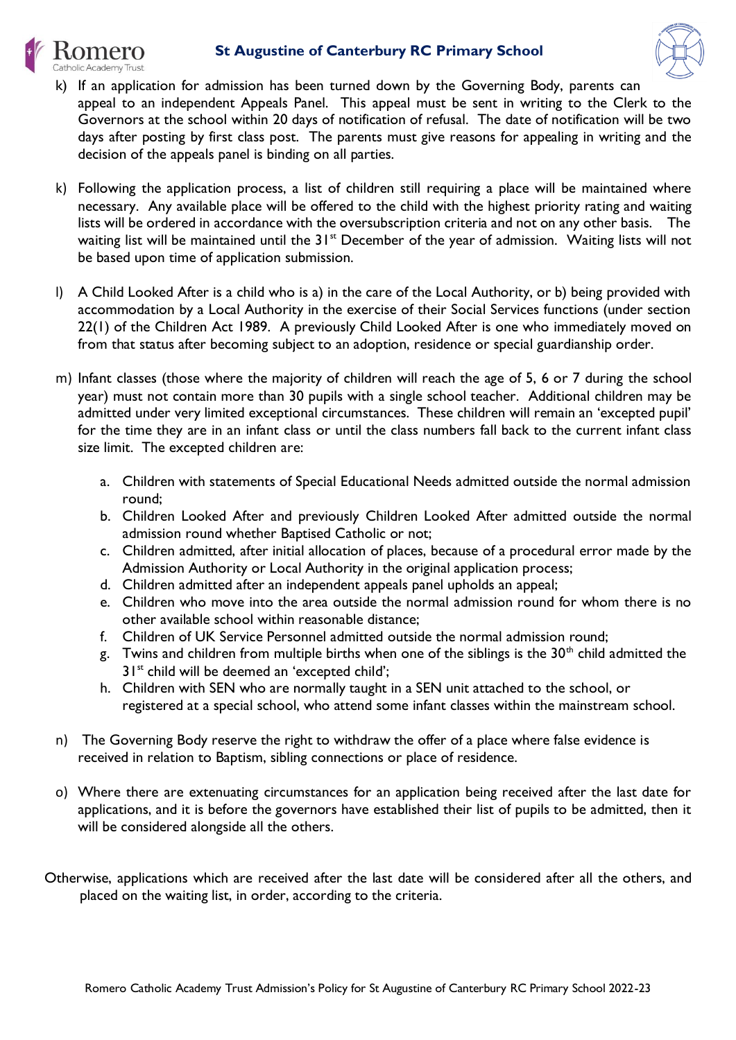k) If an application for admission has been turned down by the Governing Body, parents can appeal to an independent Appeals Panel. This appeal must be sent in writing to the Clerk to the Governors at the school within 20 days of notification of refusal. The date of notification will be two days after posting by first class post. The parents must give reasons for appealing in writing and the decision of the appeals panel is binding on all parties.

k) Following the application process, a list of children still requiring a place will be maintained where necessary. Any available place will be offered to the child with the highest priority rating and waiting lists will be ordered in accordance with the oversubscription criteria and not on any other basis. The waiting list will be maintained until the 31st December of the year of admission. Waiting lists will not be based upon time of application submission.

l) A Child Looked After is a child who is a) in the care of the Local Authority, or b) being provided with accommodation by a Local Authority in the exercise of their Social Services functions (under section 22(1) of the Children Act 1989. A previously Child Looked After is one who immediately moved on from that status after becoming subject to an adoption, residence or special guardianship order.

m) Infant classes (those where the majority of children will reach the age of 5, 6 or 7 during the school year) must not contain more than 30 pupils with a single school teacher. Additional children may be admitted under very limited exceptional circumstances. These children will remain an 'excepted pupil' for the time they are in an infant class or until the class numbers fall back to the current infant class size limit. The excepted children are:

   a. Children with statements of Special Educational Needs admitted outside the normal admission round;
   b. Children Looked After and previously Children Looked After admitted outside the normal admission round whether Baptised Catholic or not;
   c. Children admitted, after initial allocation of places, because of a procedural error made by the Admission Authority or Local Authority in the original application process;
   d. Children admitted after an independent appeals panel upholds an appeal;
   e. Children who move into the area outside the normal admission round for whom there is no other available school within reasonable distance;
   f. Children of UK Service Personnel admitted outside the normal admission round;
   g. Twins and children from multiple births when one of the siblings is the 30th child admitted the 31st child will be deemed an 'excepted child';
   h. Children with SEN who are normally taught in a SEN unit attached to the school, or registered at a special school, who attend some infant classes within the mainstream school.

n) The Governing Body reserve the right to withdraw the offer of a place where false evidence is received in relation to Baptism, sibling connections or place of residence.

o) Where there are extenuating circumstances for an application being received after the last date for applications, and it is before the governors have established their list of pupils to be admitted, then it will be considered alongside all the others.

Otherwise, applications which are received after the last date will be considered after all the others, and placed on the waiting list, in order, according to the criteria.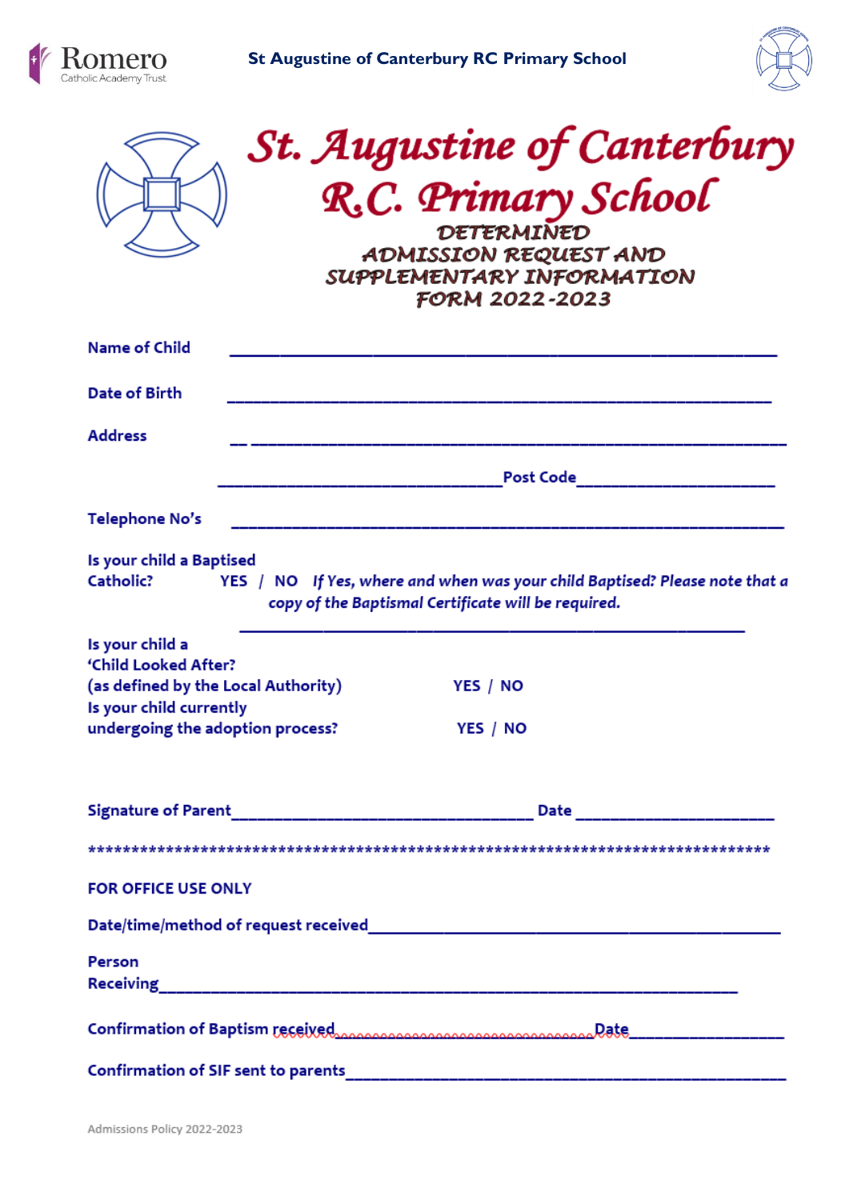# St. Augustine of Canterbury R.C. Primary School

## DETERMINED ADMISSION REQUEST AND SUPPLEMENTARY INFORMATION FORM 2022-2023

**Name of Child** ______________________________________________________________

**Date of Birth** ______________________________________________________________

**Address** __ ______________________________________________________________

______________________________ **Post Code** ____________________

**Telephone No's** ______________________________________________________________

**Is your child a Baptised Catholic?** **YES / NO** ***If Yes, where and when was your child Baptised? Please note that a copy of the Baptismal Certificate will be required.***

______________________________________________________

**Is your child a 'Child Looked After?** **(as defined by the Local Authority)** **YES / NO**

**Is your child currently undergoing the adoption process?** **YES / NO**

**Signature of Parent** ______________________________ **Date** ____________________

******************************************************************************

**FOR OFFICE USE ONLY**

**Date/time/method of request received** ________________________________________

**Person Receiving** ______________________________________________________________

**Confirmation of Baptism received** ______________________________ **Date** ________________

**Confirmation of SIF sent to parents** ____________________________________________

Admissions Policy 2022-2023